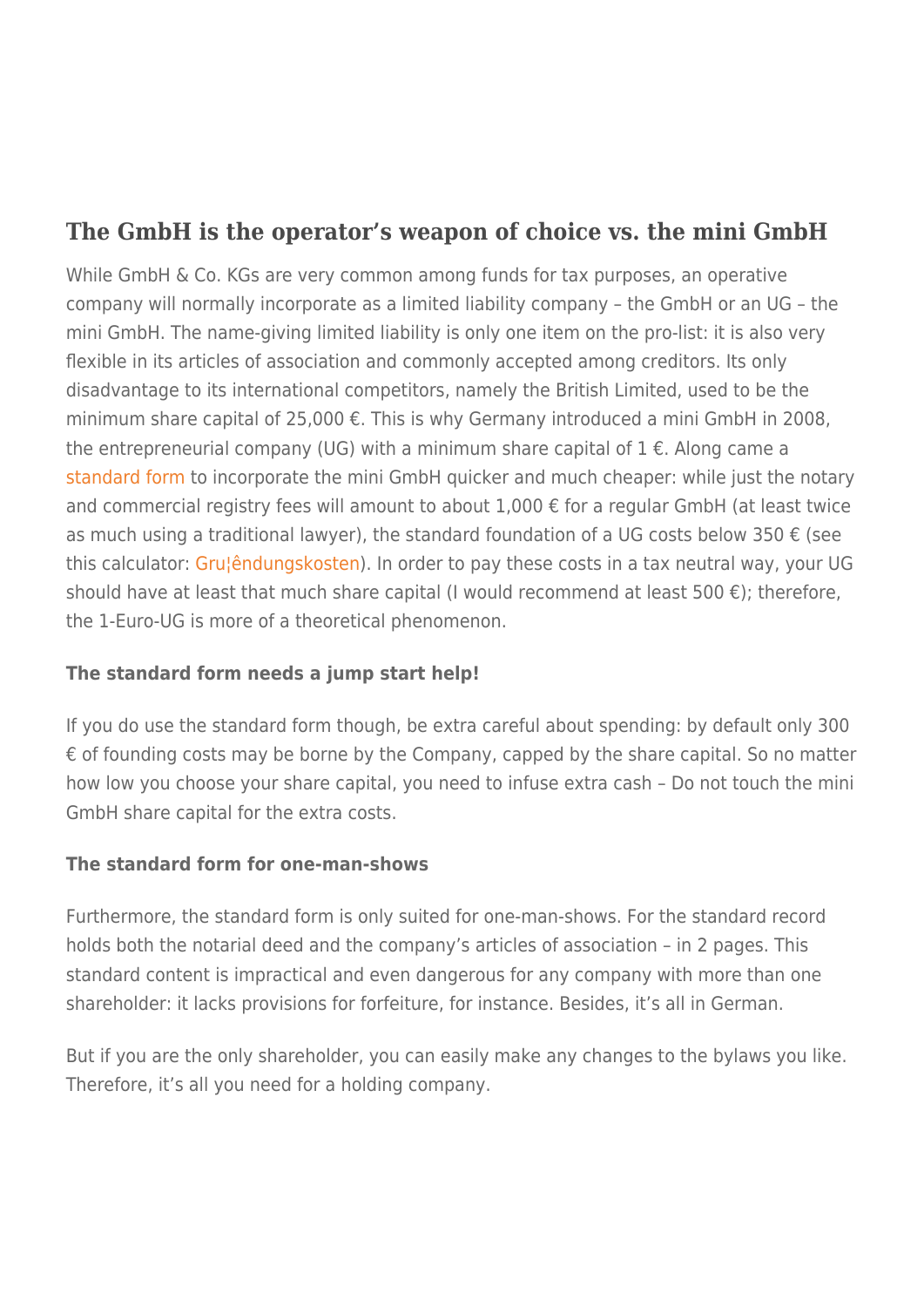## The GmbH is the operator's weapon of choice vs. the mini GmbH

While GmbH & Co. KGs are very common among funds for tax purposes, an operative company will normally incorporate as a limited liability company – the GmbH or an UG – the mini GmbH. The name-giving limited liability is only one item on the pro-list: it is also very flexible in its articles of association and commonly accepted among creditors. Its only disadvantage to its international competitors, namely the British Limited, used to be the minimum share capital of 25,000 €. This is why Germany introduced a mini GmbH in 2008, the entrepreneurial company (UG) with a minimum share capital of 1 €. Along came a standard form to incorporate the mini GmbH quicker and much cheaper: while just the notary and commercial registry fees will amount to about 1,000 € for a regular GmbH (at least twice as much using a traditional lawyer), the standard foundation of a UG costs below 350 € (see this calculator: Gru¦êndungskosten). In order to pay these costs in a tax neutral way, your UG should have at least that much share capital (I would recommend at least 500 €); therefore, the 1-Euro-UG is more of a theoretical phenomenon.

**The standard form needs a jump start help!**

If you do use the standard form though, be extra careful about spending: by default only 300 € of founding costs may be borne by the Company, capped by the share capital. So no matter how low you choose your share capital, you need to infuse extra cash – Do not touch the mini GmbH share capital for the extra costs.

**The standard form for one-man-shows**

Furthermore, the standard form is only suited for one-man-shows. For the standard record holds both the notarial deed and the company's articles of association – in 2 pages. This standard content is impractical and even dangerous for any company with more than one shareholder: it lacks provisions for forfeiture, for instance. Besides, it's all in German.

But if you are the only shareholder, you can easily make any changes to the bylaws you like. Therefore, it's all you need for a holding company.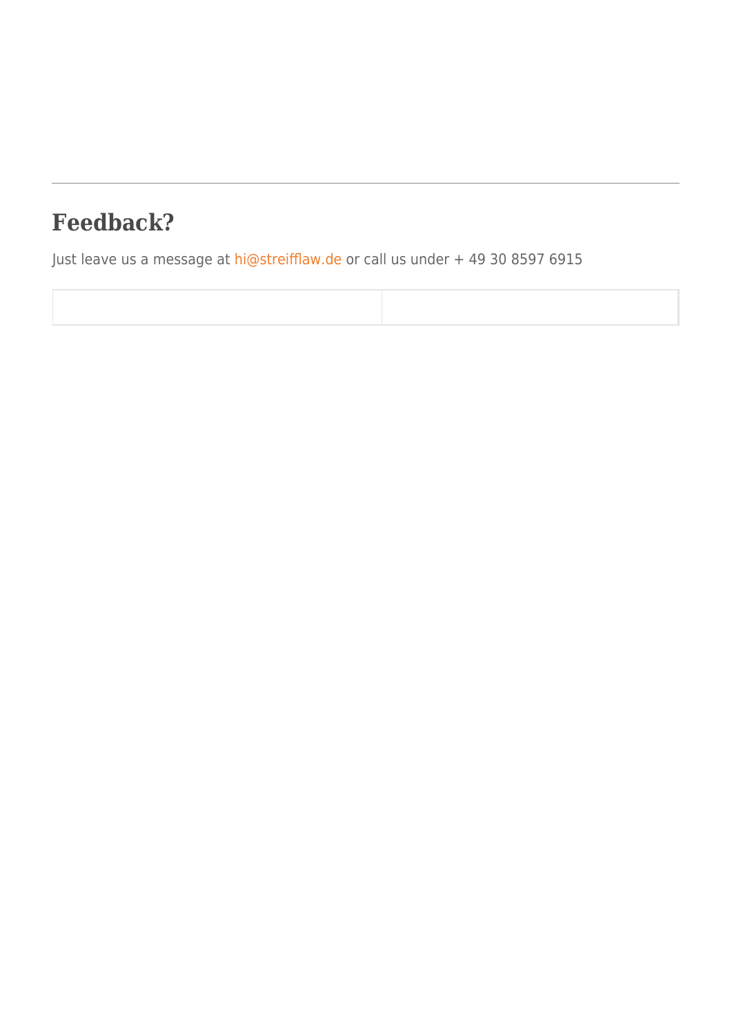---

## Feedback?

Just leave us a message at hi@streifflaw.de or call us under + 49 30 8597 6915

| | |
|---|---|